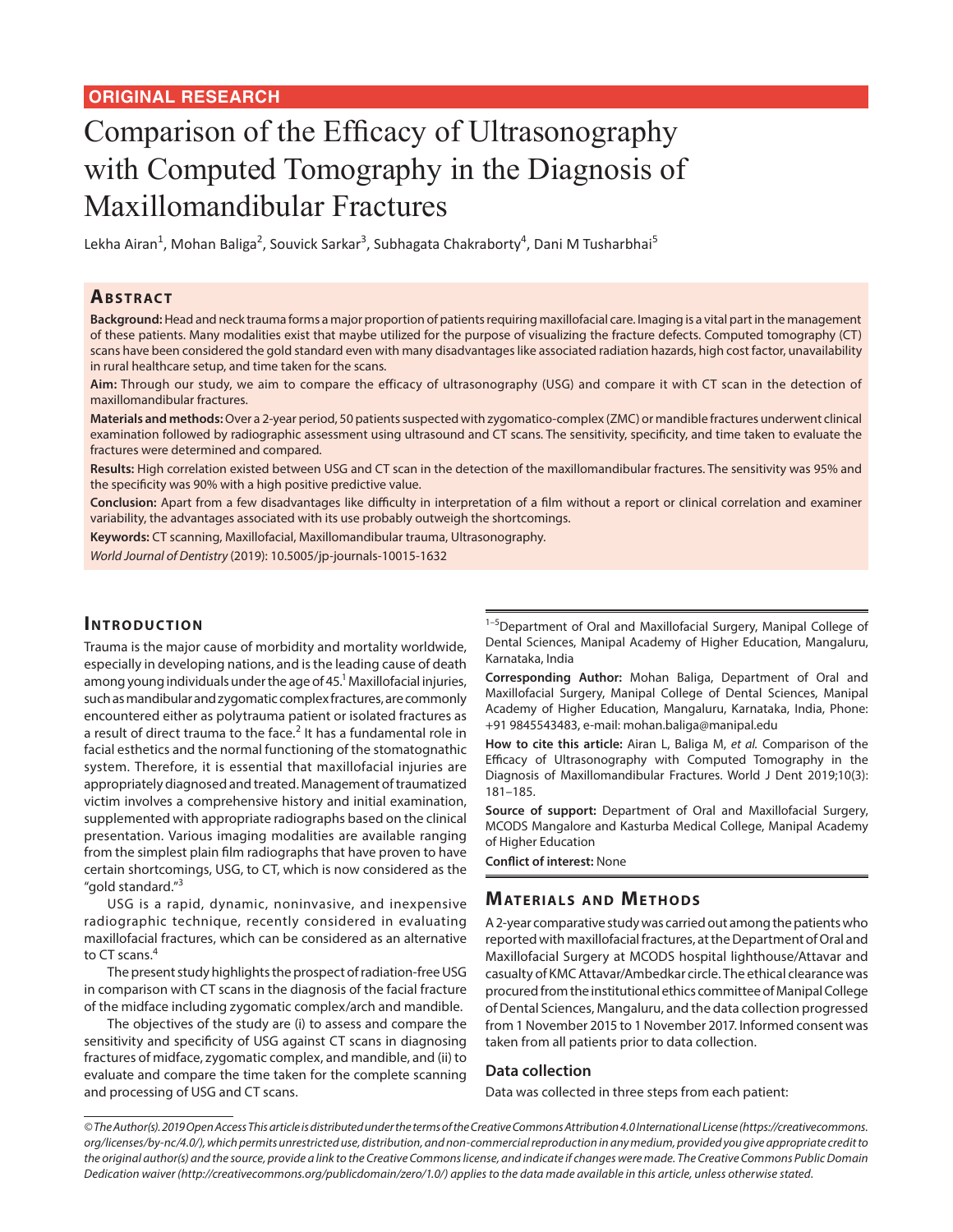ORIGINAL RESEARCH

# Comparison of the Efficacy of Ultrasonography with Computed Tomography in the Diagnosis of Maxillomandibular Fractures

Lekha Airan[1], Mohan Baliga[2], Souvick Sarkar[3], Subhagata Chakraborty[4], Dani M Tusharbhai[5]

## Abstract

**Background:** Head and neck trauma forms a major proportion of patients requiring maxillofacial care. Imaging is a vital part in the management of these patients. Many modalities exist that maybe utilized for the purpose of visualizing the fracture defects. Computed tomography (CT) scans have been considered the gold standard even with many disadvantages like associated radiation hazards, high cost factor, unavailability in rural healthcare setup, and time taken for the scans.

**Aim:** Through our study, we aim to compare the efficacy of ultrasonography (USG) and compare it with CT scan in the detection of maxillomandibular fractures.

**Materials and methods:** Over a 2-year period, 50 patients suspected with zygomatico-complex (ZMC) or mandible fractures underwent clinical examination followed by radiographic assessment using ultrasound and CT scans. The sensitivity, specificity, and time taken to evaluate the fractures were determined and compared.

**Results:** High correlation existed between USG and CT scan in the detection of the maxillomandibular fractures. The sensitivity was 95% and the specificity was 90% with a high positive predictive value.

**Conclusion:** Apart from a few disadvantages like difficulty in interpretation of a film without a report or clinical correlation and examiner variability, the advantages associated with its use probably outweigh the shortcomings.

**Keywords:** CT scanning, Maxillofacial, Maxillomandibular trauma, Ultrasonography.

*World Journal of Dentistry* (2019): 10.5005/jp-journals-10015-1632

## Introduction

Trauma is the major cause of morbidity and mortality worldwide, especially in developing nations, and is the leading cause of death among young individuals under the age of 45.[1] Maxillofacial injuries, such as mandibular and zygomatic complex fractures, are commonly encountered either as polytrauma patient or isolated fractures as a result of direct trauma to the face.[2] It has a fundamental role in facial esthetics and the normal functioning of the stomatognathic system. Therefore, it is essential that maxillofacial injuries are appropriately diagnosed and treated. Management of traumatized victim involves a comprehensive history and initial examination, supplemented with appropriate radiographs based on the clinical presentation. Various imaging modalities are available ranging from the simplest plain film radiographs that have proven to have certain shortcomings, USG, to CT, which is now considered as the "gold standard."[3]

USG is a rapid, dynamic, noninvasive, and inexpensive radiographic technique, recently considered in evaluating maxillofacial fractures, which can be considered as an alternative to CT scans.[4]

The present study highlights the prospect of radiation-free USG in comparison with CT scans in the diagnosis of the facial fracture of the midface including zygomatic complex/arch and mandible.

The objectives of the study are (i) to assess and compare the sensitivity and specificity of USG against CT scans in diagnosing fractures of midface, zygomatic complex, and mandible, and (ii) to evaluate and compare the time taken for the complete scanning and processing of USG and CT scans.

[1–5]Department of Oral and Maxillofacial Surgery, Manipal College of Dental Sciences, Manipal Academy of Higher Education, Mangaluru, Karnataka, India

**Corresponding Author:** Mohan Baliga, Department of Oral and Maxillofacial Surgery, Manipal College of Dental Sciences, Manipal Academy of Higher Education, Mangaluru, Karnataka, India, Phone: +91 9845543483, e-mail: mohan.baliga@manipal.edu

**How to cite this article:** Airan L, Baliga M, *et al.* Comparison of the Efficacy of Ultrasonography with Computed Tomography in the Diagnosis of Maxillomandibular Fractures. World J Dent 2019;10(3): 181–185.

**Source of support:** Department of Oral and Maxillofacial Surgery, MCODS Mangalore and Kasturba Medical College, Manipal Academy of Higher Education

**Conflict of interest:** None

## Materials and Methods

A 2-year comparative study was carried out among the patients who reported with maxillofacial fractures, at the Department of Oral and Maxillofacial Surgery at MCODS hospital lighthouse/Attavar and casualty of KMC Attavar/Ambedkar circle. The ethical clearance was procured from the institutional ethics committee of Manipal College of Dental Sciences, Mangaluru, and the data collection progressed from 1 November 2015 to 1 November 2017. Informed consent was taken from all patients prior to data collection.

### Data collection

Data was collected in three steps from each patient:

*© The Author(s). 2019 Open Access This article is distributed under the terms of the Creative Commons Attribution 4.0 International License (https://creativecommons.org/licenses/by-nc/4.0/), which permits unrestricted use, distribution, and non-commercial reproduction in any medium, provided you give appropriate credit to the original author(s) and the source, provide a link to the Creative Commons license, and indicate if changes were made. The Creative Commons Public Domain Dedication waiver (http://creativecommons.org/publicdomain/zero/1.0/) applies to the data made available in this article, unless otherwise stated.*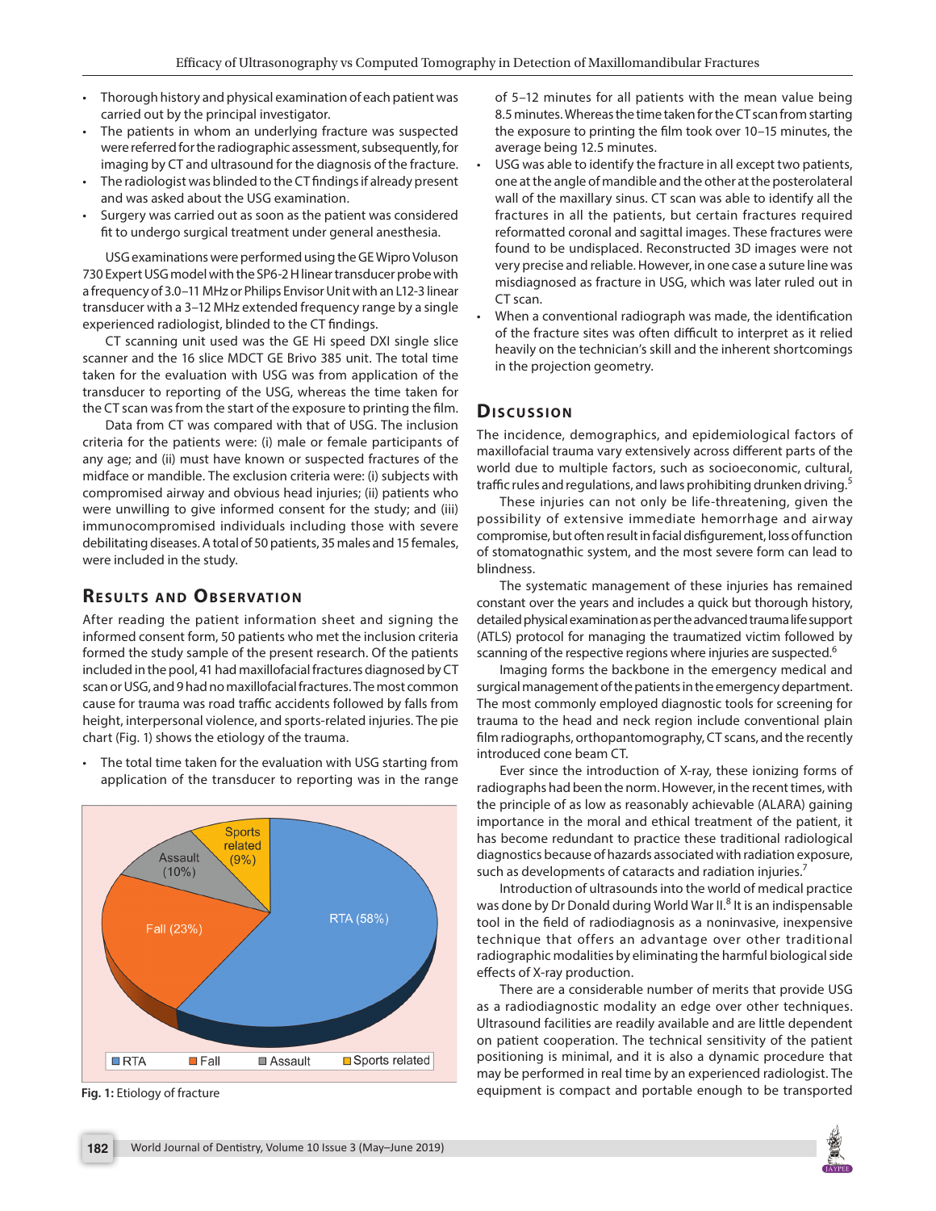- Thorough history and physical examination of each patient was carried out by the principal investigator.
- The patients in whom an underlying fracture was suspected were referred for the radiographic assessment, subsequently, for imaging by CT and ultrasound for the diagnosis of the fracture.
- The radiologist was blinded to the CT findings if already present and was asked about the USG examination.
- Surgery was carried out as soon as the patient was considered fit to undergo surgical treatment under general anesthesia.

USG examinations were performed using the GE Wipro Voluson 730 Expert USG model with the SP6-2 H linear transducer probe with a frequency of 3.0–11 MHz or Philips Envisor Unit with an L12-3 linear transducer with a 3–12 MHz extended frequency range by a single experienced radiologist, blinded to the CT findings.

CT scanning unit used was the GE Hi speed DXI single slice scanner and the 16 slice MDCT GE Brivo 385 unit. The total time taken for the evaluation with USG was from application of the transducer to reporting of the USG, whereas the time taken for the CT scan was from the start of the exposure to printing the film.

Data from CT was compared with that of USG. The inclusion criteria for the patients were: (i) male or female participants of any age; and (ii) must have known or suspected fractures of the midface or mandible. The exclusion criteria were: (i) subjects with compromised airway and obvious head injuries; (ii) patients who were unwilling to give informed consent for the study; and (iii) immunocompromised individuals including those with severe debilitating diseases. A total of 50 patients, 35 males and 15 females, were included in the study.

## Results and Observation

After reading the patient information sheet and signing the informed consent form, 50 patients who met the inclusion criteria formed the study sample of the present research. Of the patients included in the pool, 41 had maxillofacial fractures diagnosed by CT scan or USG, and 9 had no maxillofacial fractures. The most common cause for trauma was road traffic accidents followed by falls from height, interpersonal violence, and sports-related injuries. The pie chart (Fig. 1) shows the etiology of the trauma.

- The total time taken for the evaluation with USG starting from application of the transducer to reporting was in the range of 5–12 minutes for all patients with the mean value being 8.5 minutes. Whereas the time taken for the CT scan from starting the exposure to printing the film took over 10–15 minutes, the average being 12.5 minutes.
- USG was able to identify the fracture in all except two patients, one at the angle of mandible and the other at the posterolateral wall of the maxillary sinus. CT scan was able to identify all the fractures in all the patients, but certain fractures required reformatted coronal and sagittal images. These fractures were found to be undisplaced. Reconstructed 3D images were not very precise and reliable. However, in one case a suture line was misdiagnosed as fracture in USG, which was later ruled out in CT scan.
- When a conventional radiograph was made, the identification of the fracture sites was often difficult to interpret as it relied heavily on the technician's skill and the inherent shortcomings in the projection geometry.

**Fig. 1:** Etiology of fracture

## Discussion

The incidence, demographics, and epidemiological factors of maxillofacial trauma vary extensively across different parts of the world due to multiple factors, such as socioeconomic, cultural, traffic rules and regulations, and laws prohibiting drunken driving.[5]

These injuries can not only be life-threatening, given the possibility of extensive immediate hemorrhage and airway compromise, but often result in facial disfigurement, loss of function of stomatognathic system, and the most severe form can lead to blindness.

The systematic management of these injuries has remained constant over the years and includes a quick but thorough history, detailed physical examination as per the advanced trauma life support (ATLS) protocol for managing the traumatized victim followed by scanning of the respective regions where injuries are suspected.[6]

Imaging forms the backbone in the emergency medical and surgical management of the patients in the emergency department. The most commonly employed diagnostic tools for screening for trauma to the head and neck region include conventional plain film radiographs, orthopantomography, CT scans, and the recently introduced cone beam CT.

Ever since the introduction of X-ray, these ionizing forms of radiographs had been the norm. However, in the recent times, with the principle of as low as reasonably achievable (ALARA) gaining importance in the moral and ethical treatment of the patient, it has become redundant to practice these traditional radiological diagnostics because of hazards associated with radiation exposure, such as developments of cataracts and radiation injuries.[7]

Introduction of ultrasounds into the world of medical practice was done by Dr Donald during World War II.[8] It is an indispensable tool in the field of radiodiagnosis as a noninvasive, inexpensive technique that offers an advantage over other traditional radiographic modalities by eliminating the harmful biological side effects of X-ray production.

There are a considerable number of merits that provide USG as a radiodiagnostic modality an edge over other techniques. Ultrasound facilities are readily available and are little dependent on patient cooperation. The technical sensitivity of the patient positioning is minimal, and it is also a dynamic procedure that may be performed in real time by an experienced radiologist. The equipment is compact and portable enough to be transported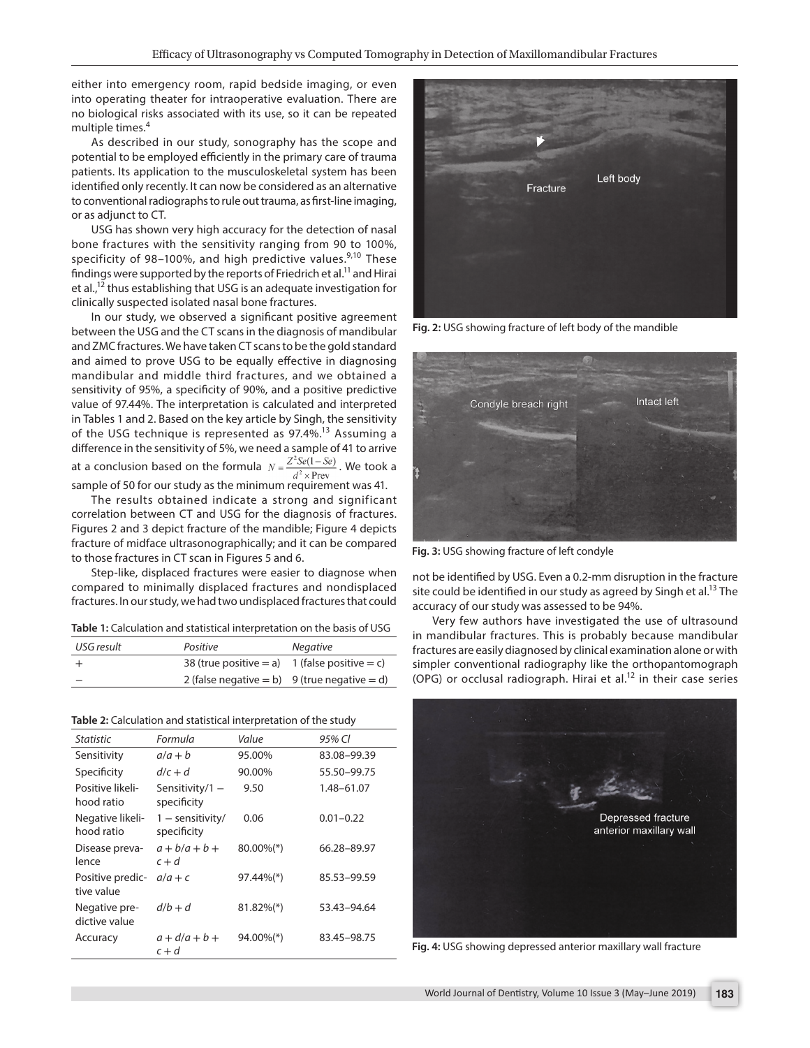either into emergency room, rapid bedside imaging, or even into operating theater for intraoperative evaluation. There are no biological risks associated with its use, so it can be repeated multiple times.[4]

As described in our study, sonography has the scope and potential to be employed efficiently in the primary care of trauma patients. Its application to the musculoskeletal system has been identified only recently. It can now be considered as an alternative to conventional radiographs to rule out trauma, as first-line imaging, or as adjunct to CT.

USG has shown very high accuracy for the detection of nasal bone fractures with the sensitivity ranging from 90 to 100%, specificity of 98–100%, and high predictive values.[9,10] These findings were supported by the reports of Friedrich et al.[11] and Hirai et al.,[12] thus establishing that USG is an adequate investigation for clinically suspected isolated nasal bone fractures.

In our study, we observed a significant positive agreement between the USG and the CT scans in the diagnosis of mandibular and ZMC fractures. We have taken CT scans to be the gold standard and aimed to prove USG to be equally effective in diagnosing mandibular and middle third fractures, and we obtained a sensitivity of 95%, a specificity of 90%, and a positive predictive value of 97.44%. The interpretation is calculated and interpreted in Tables 1 and 2. Based on the key article by Singh, the sensitivity of the USG technique is represented as 97.4%.[13] Assuming a difference in the sensitivity of 5%, we need a sample of 41 to arrive at a conclusion based on the formula $N = \frac{Z^2 Se(1 - Se)}{d^2 \times \text{Prev}}$. We took a sample of 50 for our study as the minimum requirement was 41.

The results obtained indicate a strong and significant correlation between CT and USG for the diagnosis of fractures. Figures 2 and 3 depict fracture of the mandible; Figure 4 depicts fracture of midface ultrasonographically; and it can be compared to those fractures in CT scan in Figures 5 and 6.

Step-like, displaced fractures were easier to diagnose when compared to minimally displaced fractures and nondisplaced fractures. In our study, we had two undisplaced fractures that could not be identified by USG. Even a 0.2-mm disruption in the fracture site could be identified in our study as agreed by Singh et al.[13] The accuracy of our study was assessed to be 94%.

**Table 1:** Calculation and statistical interpretation on the basis of USG

| USG result | Positive | Negative |
|---|---|---|
| + | 38 (true positive = a) | 1 (false positive = c) |
| – | 2 (false negative = b) | 9 (true negative = d) |

**Table 2:** Calculation and statistical interpretation of the study

| Statistic | Formula | Value | 95% CI |
|---|---|---|---|
| Sensitivity | a/a + b | 95.00% | 83.08–99.39 |
| Specificity | d/c + d | 90.00% | 55.50–99.75 |
| Positive likelihood ratio | Sensitivity/1 − specificity | 9.50 | 1.48–61.07 |
| Negative likelihood ratio | 1 − sensitivity/ specificity | 0.06 | 0.01–0.22 |
| Disease prevalence | a + b/a + b + c + d | 80.00%(*) | 66.28–89.97 |
| Positive predictive value | a/a + c | 97.44%(*) | 85.53–99.59 |
| Negative predictive value | d/b + d | 81.82%(*) | 53.43–94.64 |
| Accuracy | a + d/a + b + c + d | 94.00%(*) | 83.45–98.75 |

Fig. 2: USG showing fracture of left body of the mandible

Fig. 3: USG showing fracture of left condyle

Very few authors have investigated the use of ultrasound in mandibular fractures. This is probably because mandibular fractures are easily diagnosed by clinical examination alone or with simpler conventional radiography like the orthopantomograph (OPG) or occlusal radiograph. Hirai et al.[12] in their case series

Fig. 4: USG showing depressed anterior maxillary wall fracture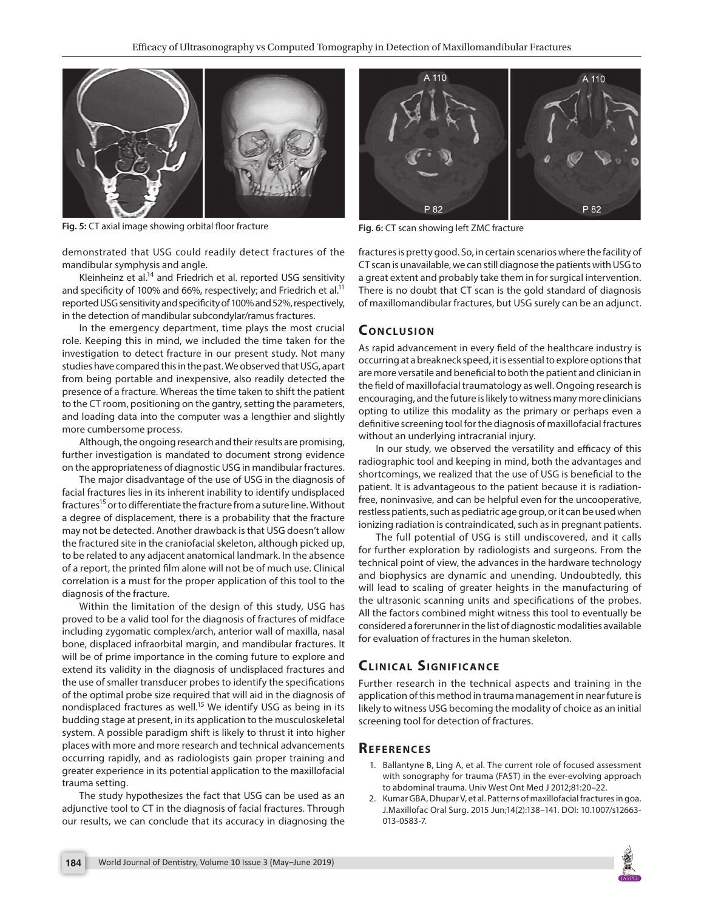Fig. 5: CT axial image showing orbital floor fracture

Fig. 6: CT scan showing left ZMC fracture

demonstrated that USG could readily detect fractures of the mandibular symphysis and angle.

Kleinheinz et al.[14] and Friedrich et al. reported USG sensitivity and specificity of 100% and 66%, respectively; and Friedrich et al.[11] reported USG sensitivity and specificity of 100% and 52%, respectively, in the detection of mandibular subcondylar/ramus fractures.

In the emergency department, time plays the most crucial role. Keeping this in mind, we included the time taken for the investigation to detect fracture in our present study. Not many studies have compared this in the past. We observed that USG, apart from being portable and inexpensive, also readily detected the presence of a fracture. Whereas the time taken to shift the patient to the CT room, positioning on the gantry, setting the parameters, and loading data into the computer was a lengthier and slightly more cumbersome process.

Although, the ongoing research and their results are promising, further investigation is mandated to document strong evidence on the appropriateness of diagnostic USG in mandibular fractures.

The major disadvantage of the use of USG in the diagnosis of facial fractures lies in its inherent inability to identify undisplaced fractures[15] or to differentiate the fracture from a suture line. Without a degree of displacement, there is a probability that the fracture may not be detected. Another drawback is that USG doesn't allow the fractured site in the craniofacial skeleton, although picked up, to be related to any adjacent anatomical landmark. In the absence of a report, the printed film alone will not be of much use. Clinical correlation is a must for the proper application of this tool to the diagnosis of the fracture.

Within the limitation of the design of this study, USG has proved to be a valid tool for the diagnosis of fractures of midface including zygomatic complex/arch, anterior wall of maxilla, nasal bone, displaced infraorbital margin, and mandibular fractures. It will be of prime importance in the coming future to explore and extend its validity in the diagnosis of undisplaced fractures and the use of smaller transducer probes to identify the specifications of the optimal probe size required that will aid in the diagnosis of nondisplaced fractures as well.[15] We identify USG as being in its budding stage at present, in its application to the musculoskeletal system. A possible paradigm shift is likely to thrust it into higher places with more and more research and technical advancements occurring rapidly, and as radiologists gain proper training and greater experience in its potential application to the maxillofacial trauma setting.

The study hypothesizes the fact that USG can be used as an adjunctive tool to CT in the diagnosis of facial fractures. Through our results, we can conclude that its accuracy in diagnosing the fractures is pretty good. So, in certain scenarios where the facility of CT scan is unavailable, we can still diagnose the patients with USG to a great extent and probably take them in for surgical intervention. There is no doubt that CT scan is the gold standard of diagnosis of maxillomandibular fractures, but USG surely can be an adjunct.

## Conclusion

As rapid advancement in every field of the healthcare industry is occurring at a breakneck speed, it is essential to explore options that are more versatile and beneficial to both the patient and clinician in the field of maxillofacial traumatology as well. Ongoing research is encouraging, and the future is likely to witness many more clinicians opting to utilize this modality as the primary or perhaps even a definitive screening tool for the diagnosis of maxillofacial fractures without an underlying intracranial injury.

In our study, we observed the versatility and efficacy of this radiographic tool and keeping in mind, both the advantages and shortcomings, we realized that the use of USG is beneficial to the patient. It is advantageous to the patient because it is radiation-free, noninvasive, and can be helpful even for the uncooperative, restless patients, such as pediatric age group, or it can be used when ionizing radiation is contraindicated, such as in pregnant patients.

The full potential of USG is still undiscovered, and it calls for further exploration by radiologists and surgeons. From the technical point of view, the advances in the hardware technology and biophysics are dynamic and unending. Undoubtedly, this will lead to scaling of greater heights in the manufacturing of the ultrasonic scanning units and specifications of the probes. All the factors combined might witness this tool to eventually be considered a forerunner in the list of diagnostic modalities available for evaluation of fractures in the human skeleton.

## Clinical Significance

Further research in the technical aspects and training in the application of this method in trauma management in near future is likely to witness USG becoming the modality of choice as an initial screening tool for detection of fractures.

## References

1. Ballantyne B, Ling A, et al. The current role of focused assessment with sonography for trauma (FAST) in the ever-evolving approach to abdominal trauma. Univ West Ont Med J 2012;81:20–22.
2. Kumar GBA, Dhupar V, et al. Patterns of maxillofacial fractures in goa. J.Maxillofac Oral Surg. 2015 Jun;14(2):138–141. DOI: 10.1007/s12663-013-0583-7.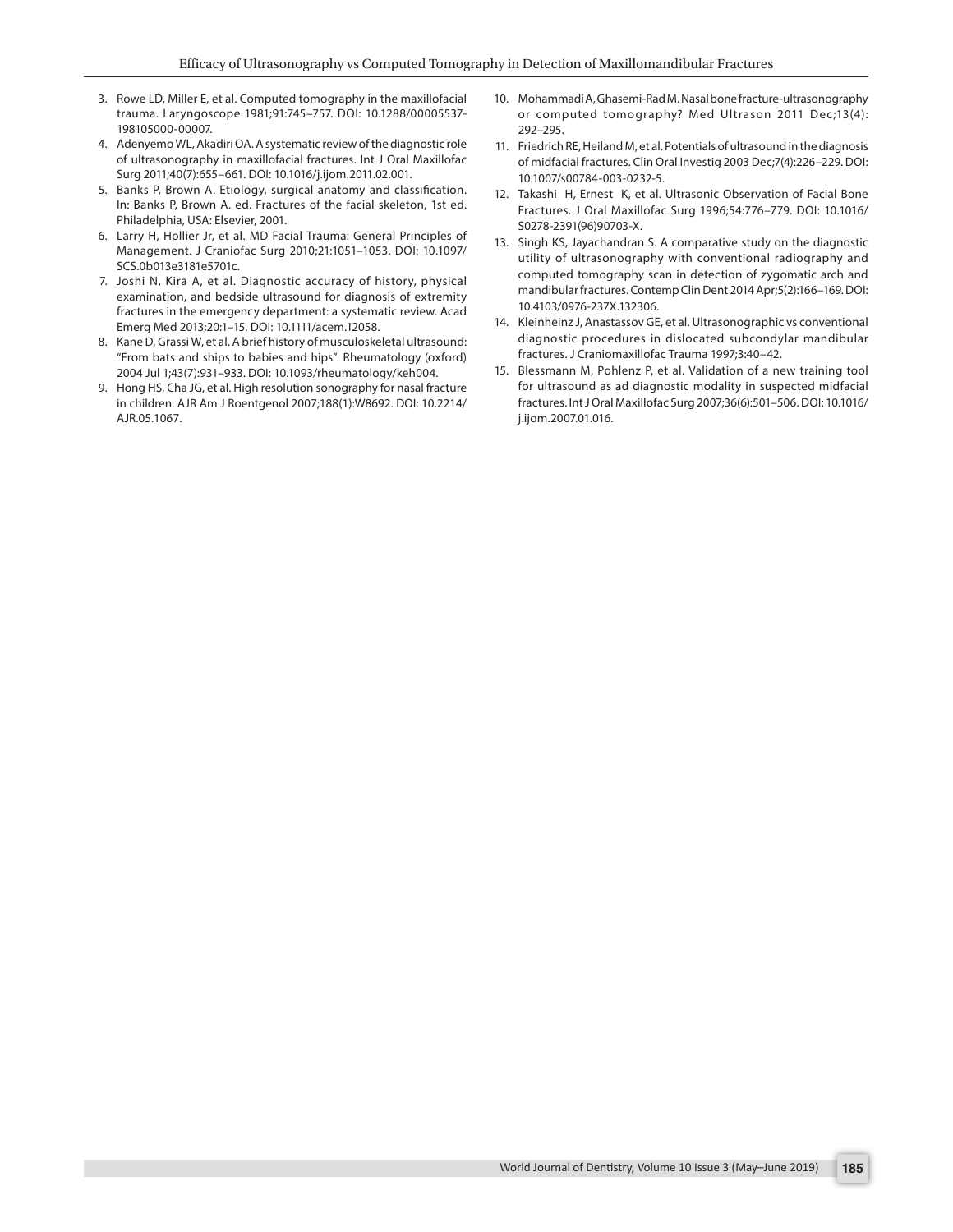3. Rowe LD, Miller E, et al. Computed tomography in the maxillofacial trauma. Laryngoscope 1981;91:745–757. DOI: 10.1288/00005537-198105000-00007.
4. Adenyemo WL, Akadiri OA. A systematic review of the diagnostic role of ultrasonography in maxillofacial fractures. Int J Oral Maxillofac Surg 2011;40(7):655–661. DOI: 10.1016/j.ijom.2011.02.001.
5. Banks P, Brown A. Etiology, surgical anatomy and classification. In: Banks P, Brown A. ed. Fractures of the facial skeleton, 1st ed. Philadelphia, USA: Elsevier, 2001.
6. Larry H, Hollier Jr, et al. MD Facial Trauma: General Principles of Management. J Craniofac Surg 2010;21:1051–1053. DOI: 10.1097/SCS.0b013e3181e5701c.
7. Joshi N, Kira A, et al. Diagnostic accuracy of history, physical examination, and bedside ultrasound for diagnosis of extremity fractures in the emergency department: a systematic review. Acad Emerg Med 2013;20:1–15. DOI: 10.1111/acem.12058.
8. Kane D, Grassi W, et al. A brief history of musculoskeletal ultrasound: "From bats and ships to babies and hips". Rheumatology (oxford) 2004 Jul 1;43(7):931–933. DOI: 10.1093/rheumatology/keh004.
9. Hong HS, Cha JG, et al. High resolution sonography for nasal fracture in children. AJR Am J Roentgenol 2007;188(1):W8692. DOI: 10.2214/AJR.05.1067.
10. Mohammadi A, Ghasemi-Rad M. Nasal bone fracture-ultrasonography or computed tomography? Med Ultrason 2011 Dec;13(4): 292–295.
11. Friedrich RE, Heiland M, et al. Potentials of ultrasound in the diagnosis of midfacial fractures. Clin Oral Investig 2003 Dec;7(4):226–229. DOI: 10.1007/s00784-003-0232-5.
12. Takashi H, Ernest K, et al. Ultrasonic Observation of Facial Bone Fractures. J Oral Maxillofac Surg 1996;54:776–779. DOI: 10.1016/S0278-2391(96)90703-X.
13. Singh KS, Jayachandran S. A comparative study on the diagnostic utility of ultrasonography with conventional radiography and computed tomography scan in detection of zygomatic arch and mandibular fractures. Contemp Clin Dent 2014 Apr;5(2):166–169. DOI: 10.4103/0976-237X.132306.
14. Kleinheinz J, Anastassov GE, et al. Ultrasonographic vs conventional diagnostic procedures in dislocated subcondylar mandibular fractures. J Craniomaxillofac Trauma 1997;3:40–42.
15. Blessmann M, Pohlenz P, et al. Validation of a new training tool for ultrasound as ad diagnostic modality in suspected midfacial fractures. Int J Oral Maxillofac Surg 2007;36(6):501–506. DOI: 10.1016/j.ijom.2007.01.016.